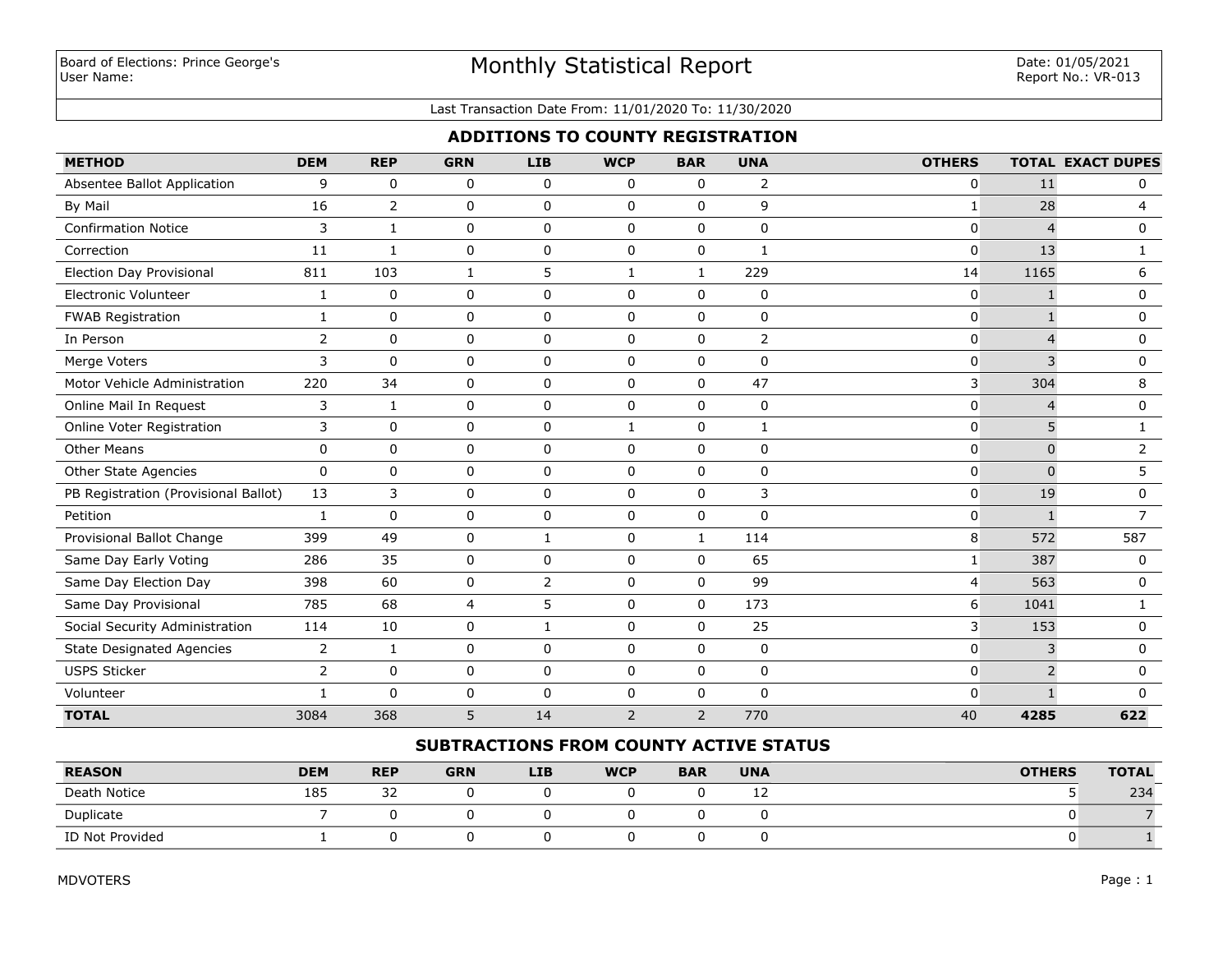Board of Elections: Prince George's
User Name:

# Monthly Statistical Report

Date: 01/05/2021
Report No.: VR-013

Last Transaction Date From: 11/01/2020 To: 11/30/2020

## ADDITIONS TO COUNTY REGISTRATION

| METHOD | DEM | REP | GRN | LIB | WCP | BAR | UNA | OTHERS | TOTAL | EXACT DUPES |
|---|---|---|---|---|---|---|---|---|---|---|
| Absentee Ballot Application | 9 | 0 | 0 | 0 | 0 | 0 | 2 | 0 | 11 | 0 |
| By Mail | 16 | 2 | 0 | 0 | 0 | 0 | 9 | 1 | 28 | 4 |
| Confirmation Notice | 3 | 1 | 0 | 0 | 0 | 0 | 0 | 0 | 4 | 0 |
| Correction | 11 | 1 | 0 | 0 | 0 | 0 | 1 | 0 | 13 | 1 |
| Election Day Provisional | 811 | 103 | 1 | 5 | 1 | 1 | 229 | 14 | 1165 | 6 |
| Electronic Volunteer | 1 | 0 | 0 | 0 | 0 | 0 | 0 | 0 | 1 | 0 |
| FWAB Registration | 1 | 0 | 0 | 0 | 0 | 0 | 0 | 0 | 1 | 0 |
| In Person | 2 | 0 | 0 | 0 | 0 | 0 | 2 | 0 | 4 | 0 |
| Merge Voters | 3 | 0 | 0 | 0 | 0 | 0 | 0 | 0 | 3 | 0 |
| Motor Vehicle Administration | 220 | 34 | 0 | 0 | 0 | 0 | 47 | 3 | 304 | 8 |
| Online Mail In Request | 3 | 1 | 0 | 0 | 0 | 0 | 0 | 0 | 4 | 0 |
| Online Voter Registration | 3 | 0 | 0 | 0 | 1 | 0 | 1 | 0 | 5 | 1 |
| Other Means | 0 | 0 | 0 | 0 | 0 | 0 | 0 | 0 | 0 | 2 |
| Other State Agencies | 0 | 0 | 0 | 0 | 0 | 0 | 0 | 0 | 0 | 5 |
| PB Registration (Provisional Ballot) | 13 | 3 | 0 | 0 | 0 | 0 | 3 | 0 | 19 | 0 |
| Petition | 1 | 0 | 0 | 0 | 0 | 0 | 0 | 0 | 1 | 7 |
| Provisional Ballot Change | 399 | 49 | 0 | 1 | 0 | 1 | 114 | 8 | 572 | 587 |
| Same Day Early Voting | 286 | 35 | 0 | 0 | 0 | 0 | 65 | 1 | 387 | 0 |
| Same Day Election Day | 398 | 60 | 0 | 2 | 0 | 0 | 99 | 4 | 563 | 0 |
| Same Day Provisional | 785 | 68 | 4 | 5 | 0 | 0 | 173 | 6 | 1041 | 1 |
| Social Security Administration | 114 | 10 | 0 | 1 | 0 | 0 | 25 | 3 | 153 | 0 |
| State Designated Agencies | 2 | 1 | 0 | 0 | 0 | 0 | 0 | 0 | 3 | 0 |
| USPS Sticker | 2 | 0 | 0 | 0 | 0 | 0 | 0 | 0 | 2 | 0 |
| Volunteer | 1 | 0 | 0 | 0 | 0 | 0 | 0 | 0 | 1 | 0 |
| **TOTAL** | 3084 | 368 | 5 | 14 | 2 | 2 | 770 | 40 | **4285** | **622** |

## SUBTRACTIONS FROM COUNTY ACTIVE STATUS

| REASON | DEM | REP | GRN | LIB | WCP | BAR | UNA | OTHERS | TOTAL |
|---|---|---|---|---|---|---|---|---|---|
| Death Notice | 185 | 32 | 0 | 0 | 0 | 0 | 12 | 5 | 234 |
| Duplicate | 7 | 0 | 0 | 0 | 0 | 0 | 0 | 0 | 7 |
| ID Not Provided | 1 | 0 | 0 | 0 | 0 | 0 | 0 | 0 | 1 |

MDVOTERS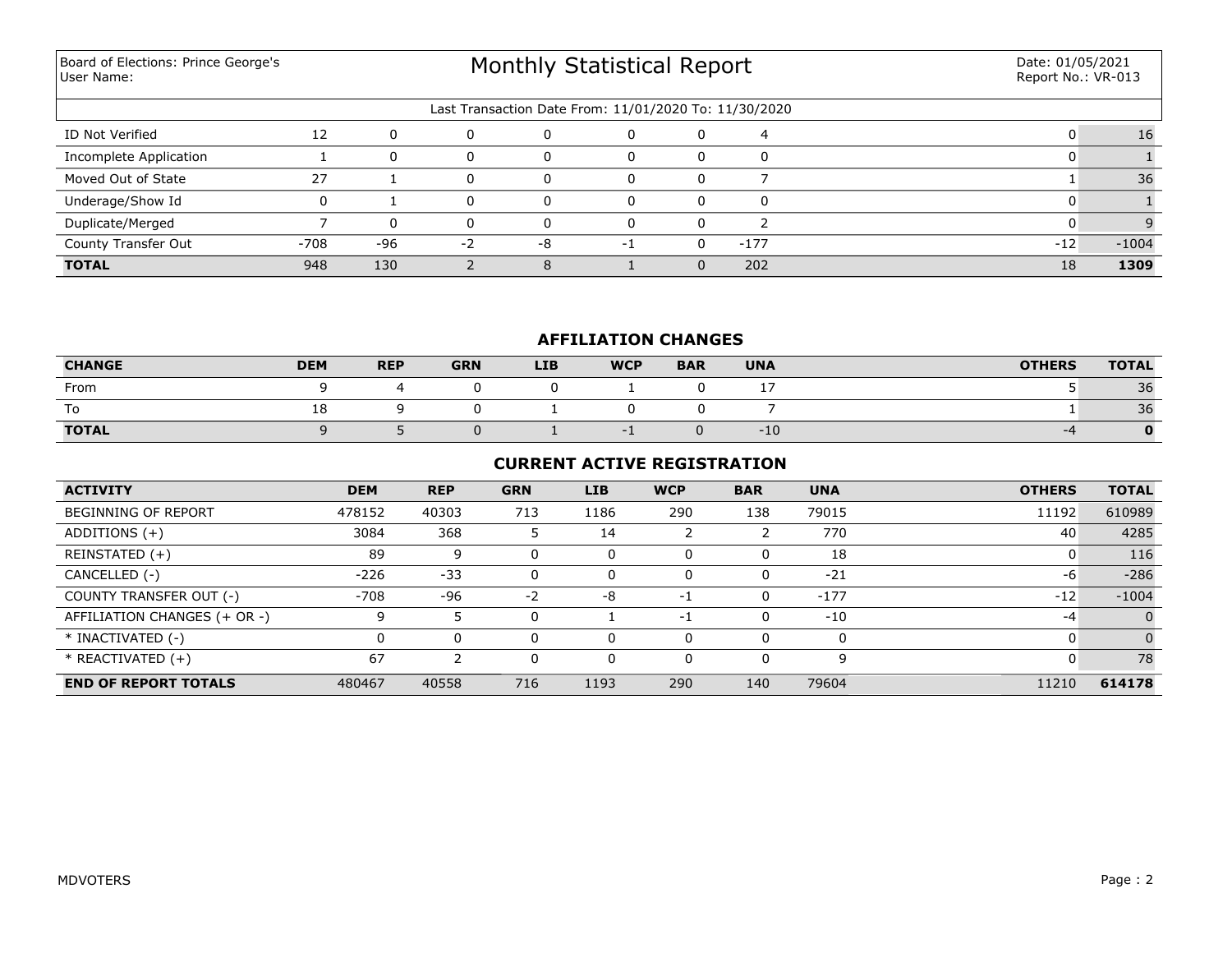Board of Elections: Prince George's
User Name:

# Monthly Statistical Report

Date: 01/05/2021
Report No.: VR-013

Last Transaction Date From: 11/01/2020 To: 11/30/2020

| | | | | | | | | | |
|---|---|---|---|---|---|---|---|---|---|
| ID Not Verified | 12 | 0 | 0 | 0 | 0 | 0 | 4 | 0 | 16 |
| Incomplete Application | 1 | 0 | 0 | 0 | 0 | 0 | 0 | 0 | 1 |
| Moved Out of State | 27 | 1 | 0 | 0 | 0 | 0 | 7 | 1 | 36 |
| Underage/Show Id | 0 | 1 | 0 | 0 | 0 | 0 | 0 | 0 | 1 |
| Duplicate/Merged | 7 | 0 | 0 | 0 | 0 | 0 | 2 | 0 | 9 |
| County Transfer Out | -708 | -96 | -2 | -8 | -1 | 0 | -177 | -12 | -1004 |
| **TOTAL** | 948 | 130 | 2 | 8 | 1 | 0 | 202 | 18 | **1309** |

## AFFILIATION CHANGES

| CHANGE | DEM | REP | GRN | LIB | WCP | BAR | UNA | OTHERS | TOTAL |
|---|---|---|---|---|---|---|---|---|---|
| From | 9 | 4 | 0 | 0 | 1 | 0 | 17 | 5 | 36 |
| To | 18 | 9 | 0 | 1 | 0 | 0 | 7 | 1 | 36 |
| **TOTAL** | 9 | 5 | 0 | 1 | -1 | 0 | -10 | -4 | **0** |

## CURRENT ACTIVE REGISTRATION

| ACTIVITY | DEM | REP | GRN | LIB | WCP | BAR | UNA | OTHERS | TOTAL |
|---|---|---|---|---|---|---|---|---|---|
| BEGINNING OF REPORT | 478152 | 40303 | 713 | 1186 | 290 | 138 | 79015 | 11192 | 610989 |
| ADDITIONS (+) | 3084 | 368 | 5 | 14 | 2 | 2 | 770 | 40 | 4285 |
| REINSTATED (+) | 89 | 9 | 0 | 0 | 0 | 0 | 18 | 0 | 116 |
| CANCELLED (-) | -226 | -33 | 0 | 0 | 0 | 0 | -21 | -6 | -286 |
| COUNTY TRANSFER OUT (-) | -708 | -96 | -2 | -8 | -1 | 0 | -177 | -12 | -1004 |
| AFFILIATION CHANGES (+ OR -) | 9 | 5 | 0 | 1 | -1 | 0 | -10 | -4 | 0 |
| * INACTIVATED (-) | 0 | 0 | 0 | 0 | 0 | 0 | 0 | 0 | 0 |
| * REACTIVATED (+) | 67 | 2 | 0 | 0 | 0 | 0 | 9 | 0 | 78 |
| **END OF REPORT TOTALS** | 480467 | 40558 | 716 | 1193 | 290 | 140 | 79604 | 11210 | **614178** |

MDVOTERS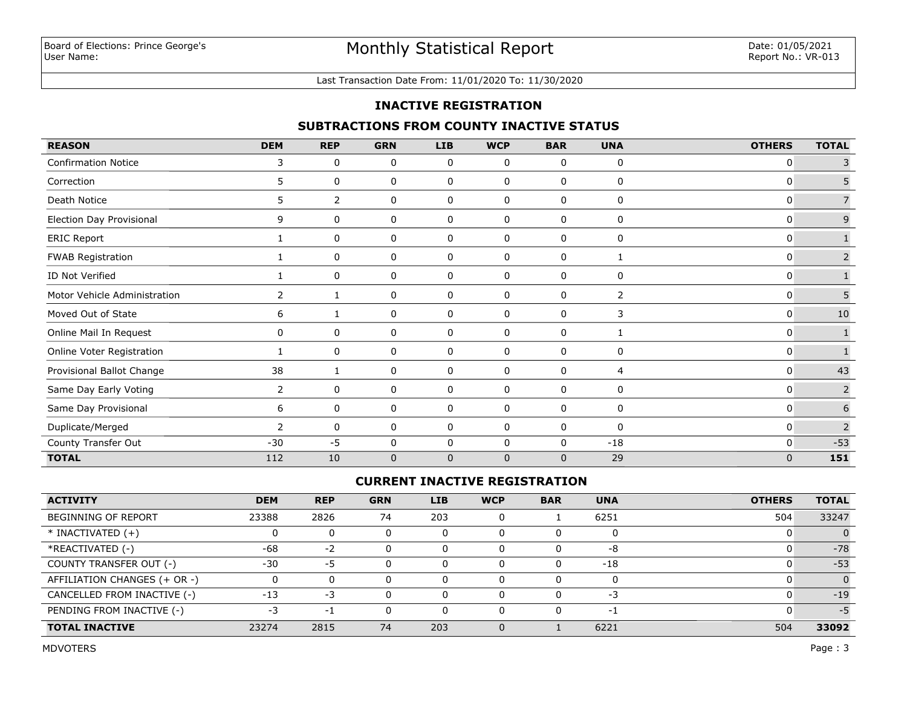Board of Elections: Prince George's
User Name:

# Monthly Statistical Report

Date: 01/05/2021
Report No.: VR-013

Last Transaction Date From: 11/01/2020 To: 11/30/2020

## INACTIVE REGISTRATION

### SUBTRACTIONS FROM COUNTY INACTIVE STATUS

| REASON | DEM | REP | GRN | LIB | WCP | BAR | UNA | OTHERS | TOTAL |
|---|---|---|---|---|---|---|---|---|---|
| Confirmation Notice | 3 | 0 | 0 | 0 | 0 | 0 | 0 | 0 | 3 |
| Correction | 5 | 0 | 0 | 0 | 0 | 0 | 0 | 0 | 5 |
| Death Notice | 5 | 2 | 0 | 0 | 0 | 0 | 0 | 0 | 7 |
| Election Day Provisional | 9 | 0 | 0 | 0 | 0 | 0 | 0 | 0 | 9 |
| ERIC Report | 1 | 0 | 0 | 0 | 0 | 0 | 0 | 0 | 1 |
| FWAB Registration | 1 | 0 | 0 | 0 | 0 | 0 | 1 | 0 | 2 |
| ID Not Verified | 1 | 0 | 0 | 0 | 0 | 0 | 0 | 0 | 1 |
| Motor Vehicle Administration | 2 | 1 | 0 | 0 | 0 | 0 | 2 | 0 | 5 |
| Moved Out of State | 6 | 1 | 0 | 0 | 0 | 0 | 3 | 0 | 10 |
| Online Mail In Request | 0 | 0 | 0 | 0 | 0 | 0 | 1 | 0 | 1 |
| Online Voter Registration | 1 | 0 | 0 | 0 | 0 | 0 | 0 | 0 | 1 |
| Provisional Ballot Change | 38 | 1 | 0 | 0 | 0 | 0 | 4 | 0 | 43 |
| Same Day Early Voting | 2 | 0 | 0 | 0 | 0 | 0 | 0 | 0 | 2 |
| Same Day Provisional | 6 | 0 | 0 | 0 | 0 | 0 | 0 | 0 | 6 |
| Duplicate/Merged | 2 | 0 | 0 | 0 | 0 | 0 | 0 | 0 | 2 |
| County Transfer Out | -30 | -5 | 0 | 0 | 0 | 0 | -18 | 0 | -53 |
| **TOTAL** | 112 | 10 | 0 | 0 | 0 | 0 | 29 | 0 | **151** |

### CURRENT INACTIVE REGISTRATION

| ACTIVITY | DEM | REP | GRN | LIB | WCP | BAR | UNA | OTHERS | TOTAL |
|---|---|---|---|---|---|---|---|---|---|
| BEGINNING OF REPORT | 23388 | 2826 | 74 | 203 | 0 | 1 | 6251 | 504 | 33247 |
| * INACTIVATED (+) | 0 | 0 | 0 | 0 | 0 | 0 | 0 | 0 | 0 |
| *REACTIVATED (-) | -68 | -2 | 0 | 0 | 0 | 0 | -8 | 0 | -78 |
| COUNTY TRANSFER OUT (-) | -30 | -5 | 0 | 0 | 0 | 0 | -18 | 0 | -53 |
| AFFILIATION CHANGES (+ OR -) | 0 | 0 | 0 | 0 | 0 | 0 | 0 | 0 | 0 |
| CANCELLED FROM INACTIVE (-) | -13 | -3 | 0 | 0 | 0 | 0 | -3 | 0 | -19 |
| PENDING FROM INACTIVE (-) | -3 | -1 | 0 | 0 | 0 | 0 | -1 | 0 | -5 |
| **TOTAL INACTIVE** | 23274 | 2815 | 74 | 203 | 0 | 1 | 6221 | 504 | **33092** |

MDVOTERS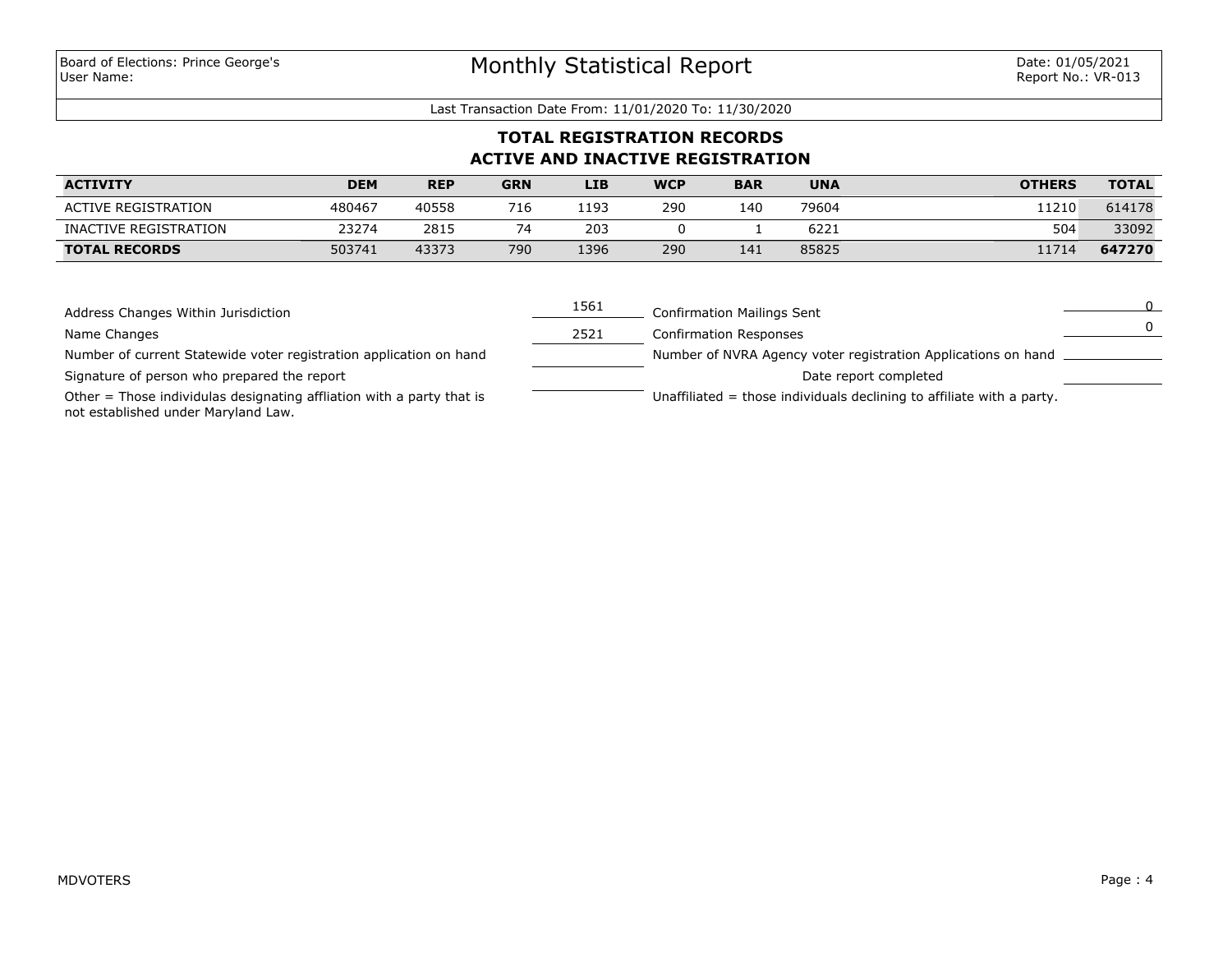Board of Elections: Prince George's
User Name:

# Monthly Statistical Report

Date: 01/05/2021
Report No.: VR-013

Last Transaction Date From: 11/01/2020 To: 11/30/2020

## TOTAL REGISTRATION RECORDS
## ACTIVE AND INACTIVE REGISTRATION

| ACTIVITY | DEM | REP | GRN | LIB | WCP | BAR | UNA | OTHERS | TOTAL |
|---|---|---|---|---|---|---|---|---|---|
| ACTIVE REGISTRATION | 480467 | 40558 | 716 | 1193 | 290 | 140 | 79604 | 11210 | 614178 |
| INACTIVE REGISTRATION | 23274 | 2815 | 74 | 203 | 0 | 1 | 6221 | 504 | 33092 |
| **TOTAL RECORDS** | 503741 | 43373 | 790 | 1396 | 290 | 141 | 85825 | 11714 | **647270** |

| | | | |
|---|---|---|---|
| Address Changes Within Jurisdiction | 1561 | Confirmation Mailings Sent | 0 |
| Name Changes | 2521 | Confirmation Responses | 0 |
| Number of current Statewide voter registration application on hand | | Number of NVRA Agency voter registration Applications on hand | |
| Signature of person who prepared the report | | Date report completed | |
| Other = Those individulas designating affliation with a party that is not established under Maryland Law. | | Unaffiliated = those individuals declining to affiliate with a party. | |

MDVOTERS